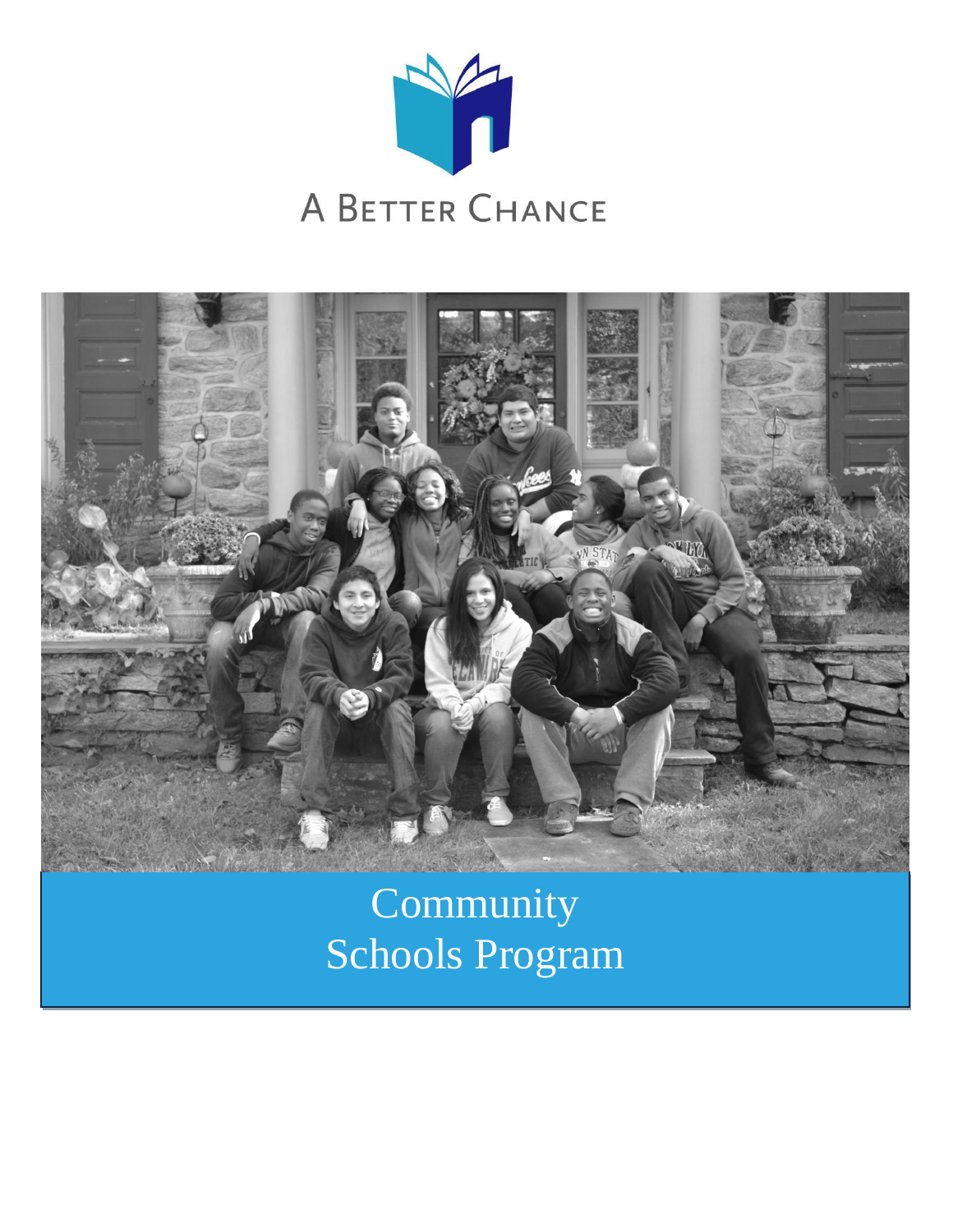A BETTER CHANCE

# Community Schools Program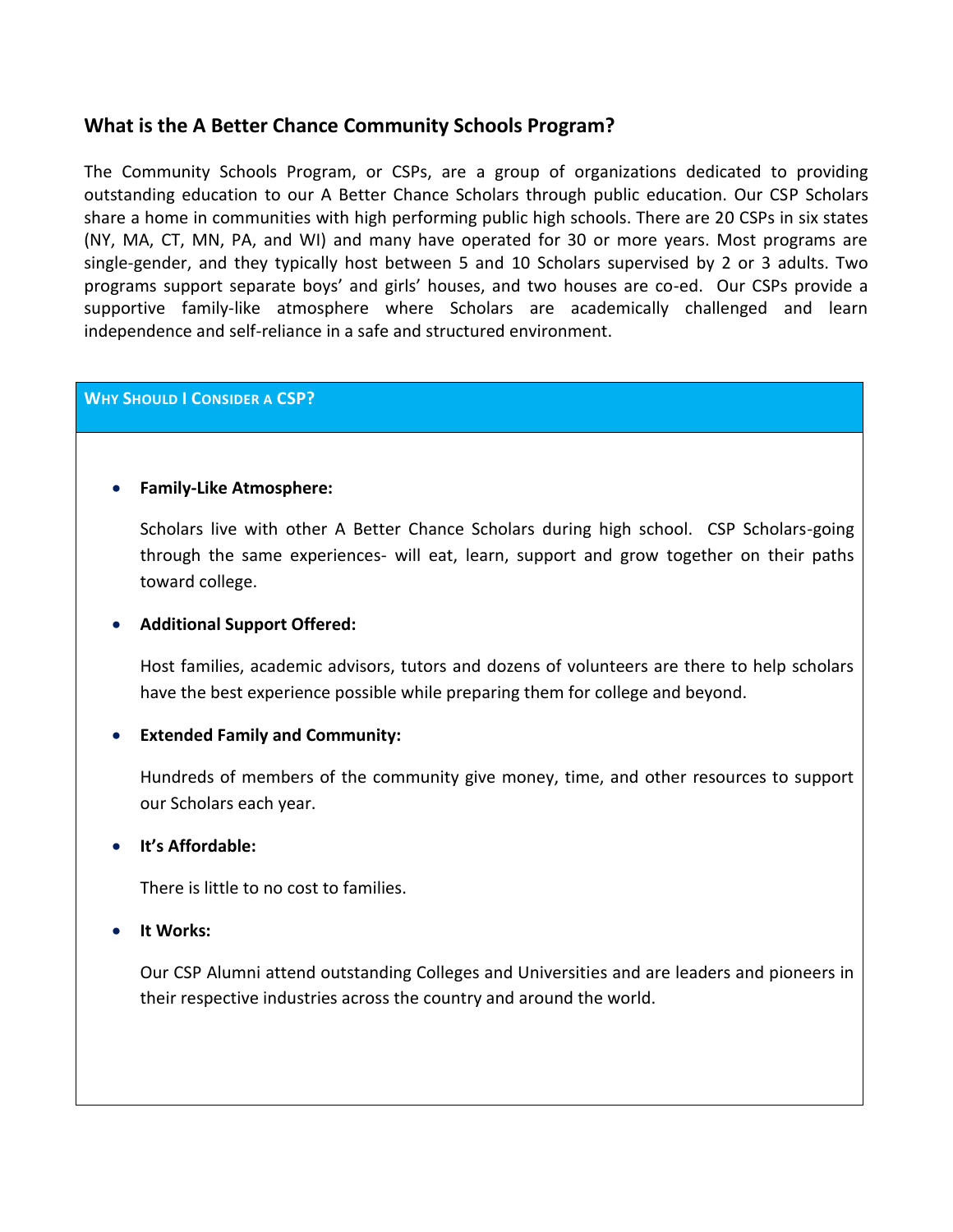## What is the A Better Chance Community Schools Program?

The Community Schools Program, or CSPs, are a group of organizations dedicated to providing outstanding education to our A Better Chance Scholars through public education. Our CSP Scholars share a home in communities with high performing public high schools. There are 20 CSPs in six states (NY, MA, CT, MN, PA, and WI) and many have operated for 30 or more years. Most programs are single-gender, and they typically host between 5 and 10 Scholars supervised by 2 or 3 adults. Two programs support separate boys' and girls' houses, and two houses are co-ed. Our CSPs provide a supportive family-like atmosphere where Scholars are academically challenged and learn independence and self-reliance in a safe and structured environment.

### Why Should I Consider a CSP?

- **Family-Like Atmosphere:**

  Scholars live with other A Better Chance Scholars during high school. CSP Scholars-going through the same experiences- will eat, learn, support and grow together on their paths toward college.

- **Additional Support Offered:**

  Host families, academic advisors, tutors and dozens of volunteers are there to help scholars have the best experience possible while preparing them for college and beyond.

- **Extended Family and Community:**

  Hundreds of members of the community give money, time, and other resources to support our Scholars each year.

- **It's Affordable:**

  There is little to no cost to families.

- **It Works:**

  Our CSP Alumni attend outstanding Colleges and Universities and are leaders and pioneers in their respective industries across the country and around the world.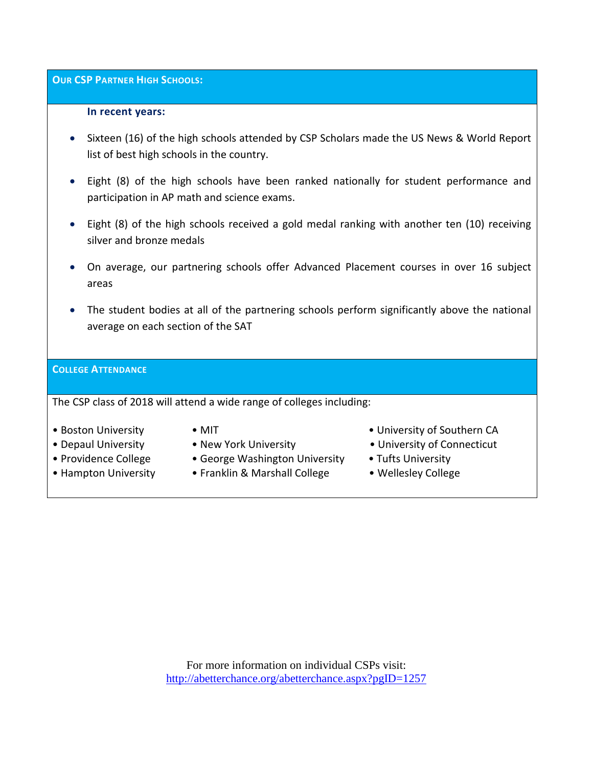## Our CSP Partner High Schools:

**In recent years:**

- Sixteen (16) of the high schools attended by CSP Scholars made the US News & World Report list of best high schools in the country.
- Eight (8) of the high schools have been ranked nationally for student performance and participation in AP math and science exams.
- Eight (8) of the high schools received a gold medal ranking with another ten (10) receiving silver and bronze medals
- On average, our partnering schools offer Advanced Placement courses in over 16 subject areas
- The student bodies at all of the partnering schools perform significantly above the national average on each section of the SAT

## College Attendance

The CSP class of 2018 will attend a wide range of colleges including:

- Boston University
- Depaul University
- Providence College
- Hampton University
- MIT
- New York University
- George Washington University
- Franklin & Marshall College
- University of Southern CA
- University of Connecticut
- Tufts University
- Wellesley College

For more information on individual CSPs visit:
http://abetterchance.org/abetterchance.aspx?pgID=1257